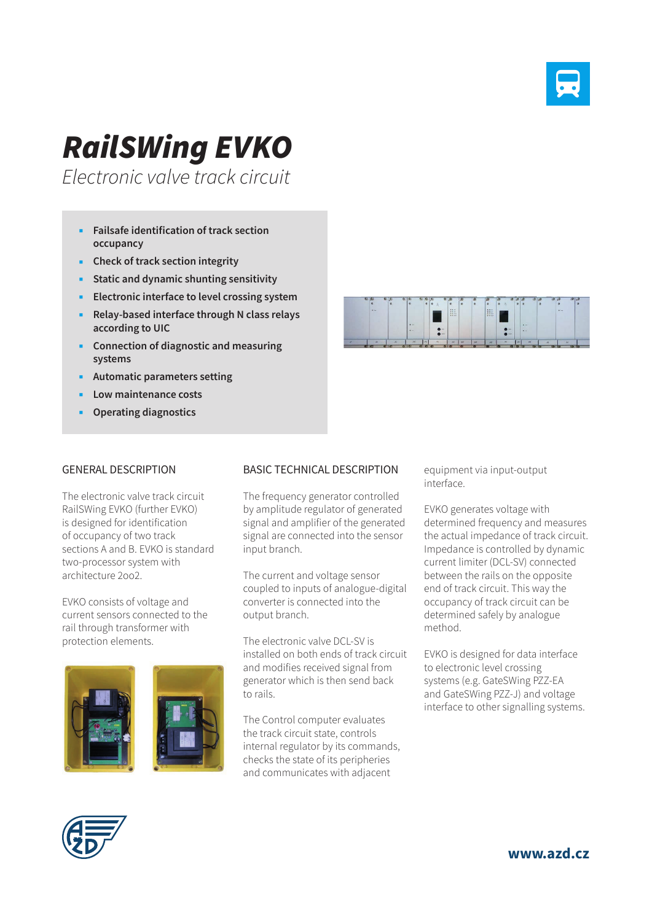# RailSWing EVKO

*Electronic valve track circuit*

- **Failsafe identification of track section occupancy**
- **Check of track section integrity**
- **Static and dynamic shunting sensitivity**
- **Electronic interface to level crossing system**
- **Relay-based interface through N class relays according to UIC**
- **Connection of diagnostic and measuring systems**
- **Automatic parameters setting**
- **Low maintenance costs**
- **Operating diagnostics**

## GENERAL DESCRIPTION

The electronic valve track circuit RailSWing EVKO (further EVKO) is designed for identification of occupancy of two track sections A and B. EVKO is standard two-processor system with architecture 2oo2.

EVKO consists of voltage and current sensors connected to the rail through transformer with protection elements.

## BASIC TECHNICAL DESCRIPTION

The frequency generator controlled by amplitude regulator of generated signal and amplifier of the generated signal are connected into the sensor input branch.

The current and voltage sensor coupled to inputs of analogue-digital converter is connected into the output branch.

The electronic valve DCL-SV is installed on both ends of track circuit and modifies received signal from generator which is then send back to rails.

The Control computer evaluates the track circuit state, controls internal regulator by its commands, checks the state of its peripheries and communicates with adjacent equipment via input-output interface.

EVKO generates voltage with determined frequency and measures the actual impedance of track circuit. Impedance is controlled by dynamic current limiter (DCL-SV) connected between the rails on the opposite end of track circuit. This way the occupancy of track circuit can be determined safely by analogue method.

EVKO is designed for data interface to electronic level crossing systems (e.g. GateSWing PZZ-EA and GateSWing PZZ-J) and voltage interface to other signalling systems.

**www.azd.cz**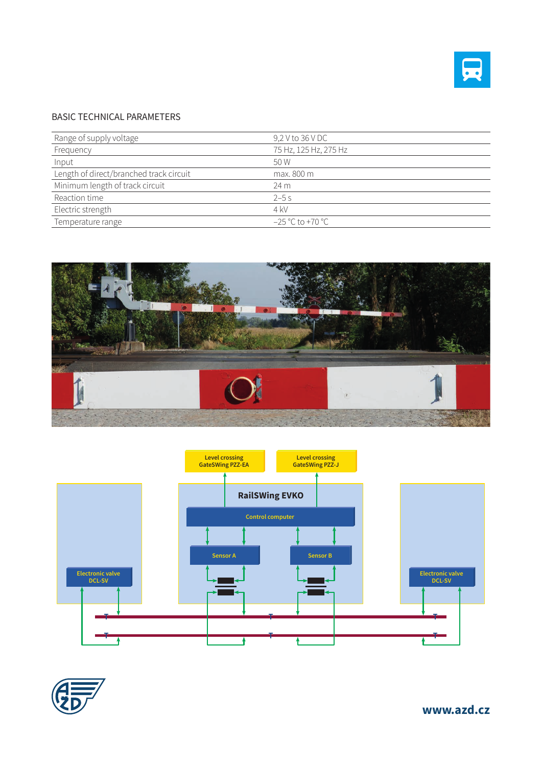## BASIC TECHNICAL PARAMETERS

| | |
|---|---|
| Range of supply voltage | 9,2 V to 36 V DC |
| Frequency | 75 Hz, 125 Hz, 275 Hz |
| Input | 50 W |
| Length of direct/branched track circuit | max. 800 m |
| Minimum length of track circuit | 24 m |
| Reaction time | 2–5 s |
| Electric strength | 4 kV |
| Temperature range | –25 °C to +70 °C |

Level crossing GateSWing PZZ-EA

Level crossing GateSWing PZZ-J

RailSWing EVKO

Control computer

Sensor A

Sensor B

Electronic valve DCL-SV

Electronic valve DCL-SV

**www.azd.cz**